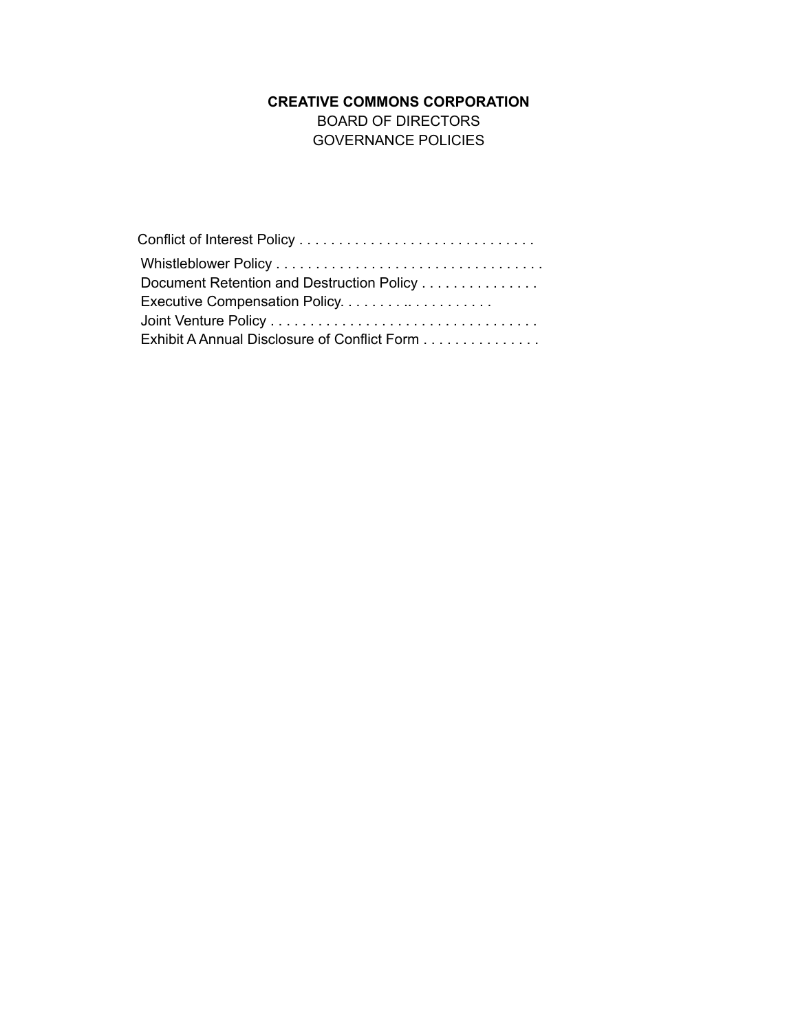**CREATIVE COMMONS CORPORATION**

BOARD OF DIRECTORS

GOVERNANCE POLICIES

Conflict of Interest Policy . . . . . . . . . . . . . . . . . . . . . . . . . . . . . .

Whistleblower Policy . . . . . . . . . . . . . . . . . . . . . . . . . . . . . . . . . .

Document Retention and Destruction Policy . . . . . . . . . . . . . . .

Executive Compensation Policy. . . . . . . . .. . . . . . . . . . .

Joint Venture Policy . . . . . . . . . . . . . . . . . . . . . . . . . . . . . . . . . .

Exhibit A Annual Disclosure of Conflict Form . . . . . . . . . . . . . . .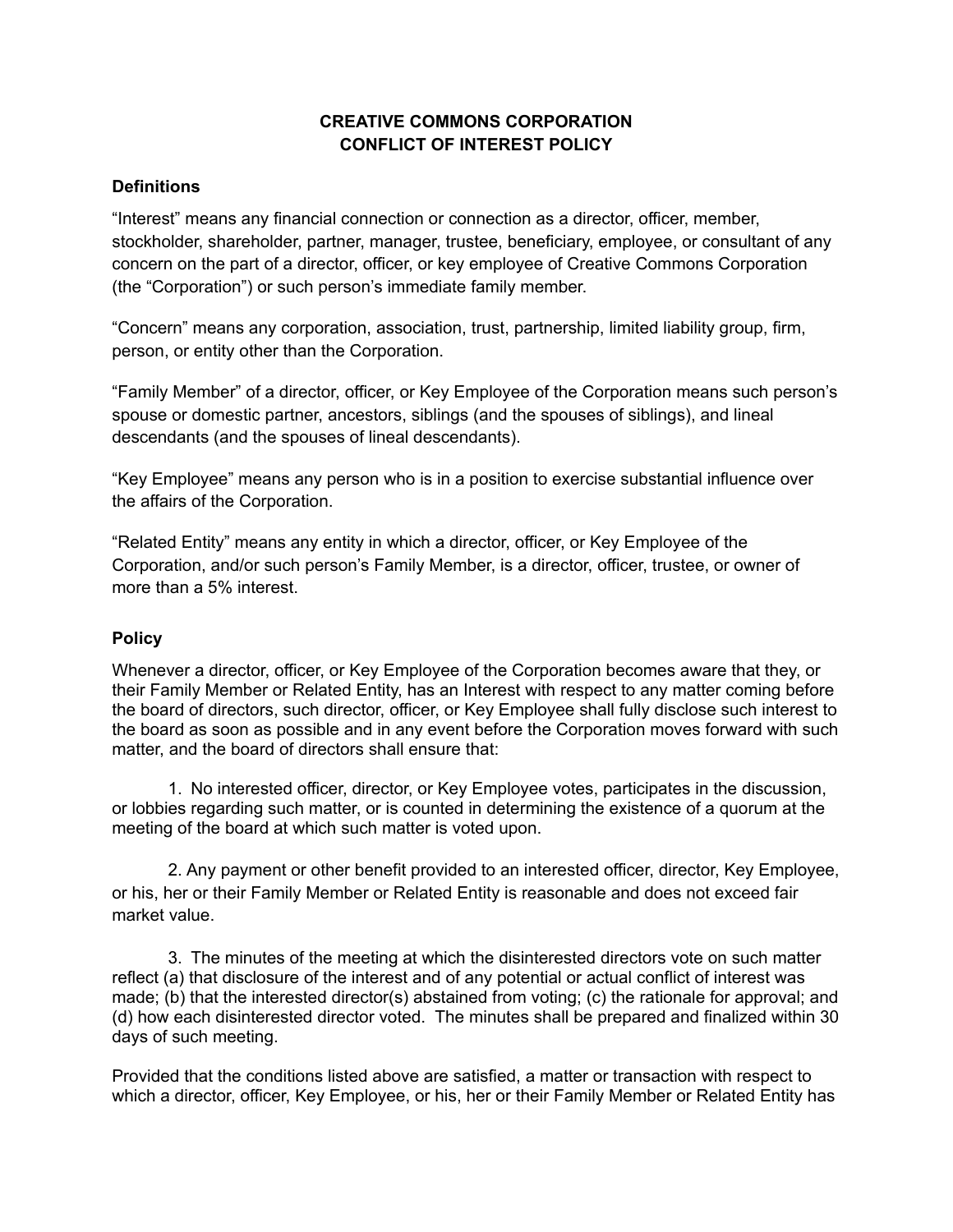# CREATIVE COMMONS CORPORATION
# CONFLICT OF INTEREST POLICY

## Definitions

"Interest" means any financial connection or connection as a director, officer, member, stockholder, shareholder, partner, manager, trustee, beneficiary, employee, or consultant of any concern on the part of a director, officer, or key employee of Creative Commons Corporation (the "Corporation") or such person's immediate family member.

"Concern" means any corporation, association, trust, partnership, limited liability group, firm, person, or entity other than the Corporation.

"Family Member" of a director, officer, or Key Employee of the Corporation means such person's spouse or domestic partner, ancestors, siblings (and the spouses of siblings), and lineal descendants (and the spouses of lineal descendants).

"Key Employee" means any person who is in a position to exercise substantial influence over the affairs of the Corporation.

"Related Entity" means any entity in which a director, officer, or Key Employee of the Corporation, and/or such person's Family Member, is a director, officer, trustee, or owner of more than a 5% interest.

## Policy

Whenever a director, officer, or Key Employee of the Corporation becomes aware that they, or their Family Member or Related Entity, has an Interest with respect to any matter coming before the board of directors, such director, officer, or Key Employee shall fully disclose such interest to the board as soon as possible and in any event before the Corporation moves forward with such matter, and the board of directors shall ensure that:

1. No interested officer, director, or Key Employee votes, participates in the discussion, or lobbies regarding such matter, or is counted in determining the existence of a quorum at the meeting of the board at which such matter is voted upon.

2. Any payment or other benefit provided to an interested officer, director, Key Employee, or his, her or their Family Member or Related Entity is reasonable and does not exceed fair market value.

3. The minutes of the meeting at which the disinterested directors vote on such matter reflect (a) that disclosure of the interest and of any potential or actual conflict of interest was made; (b) that the interested director(s) abstained from voting; (c) the rationale for approval; and (d) how each disinterested director voted. The minutes shall be prepared and finalized within 30 days of such meeting.

Provided that the conditions listed above are satisfied, a matter or transaction with respect to which a director, officer, Key Employee, or his, her or their Family Member or Related Entity has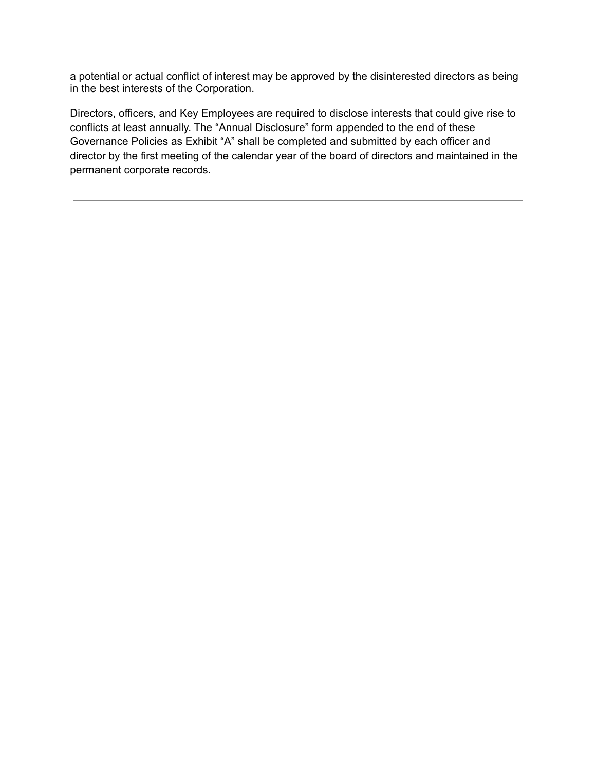a potential or actual conflict of interest may be approved by the disinterested directors as being in the best interests of the Corporation.

Directors, officers, and Key Employees are required to disclose interests that could give rise to conflicts at least annually. The “Annual Disclosure” form appended to the end of these Governance Policies as Exhibit “A” shall be completed and submitted by each officer and director by the first meeting of the calendar year of the board of directors and maintained in the permanent corporate records.

---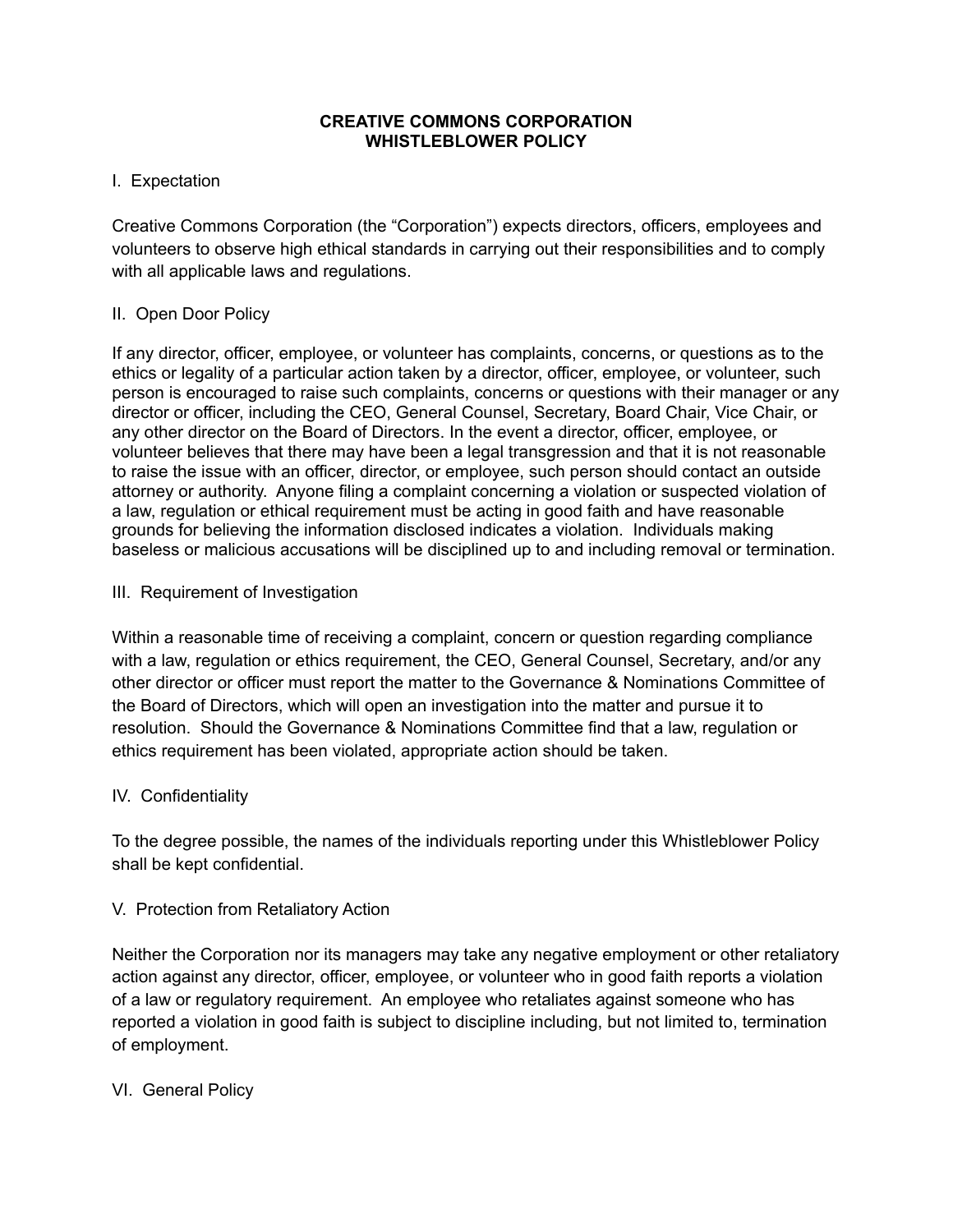# CREATIVE COMMONS CORPORATION
# WHISTLEBLOWER POLICY

## I. Expectation

Creative Commons Corporation (the "Corporation") expects directors, officers, employees and volunteers to observe high ethical standards in carrying out their responsibilities and to comply with all applicable laws and regulations.

## II. Open Door Policy

If any director, officer, employee, or volunteer has complaints, concerns, or questions as to the ethics or legality of a particular action taken by a director, officer, employee, or volunteer, such person is encouraged to raise such complaints, concerns or questions with their manager or any director or officer, including the CEO, General Counsel, Secretary, Board Chair, Vice Chair, or any other director on the Board of Directors. In the event a director, officer, employee, or volunteer believes that there may have been a legal transgression and that it is not reasonable to raise the issue with an officer, director, or employee, such person should contact an outside attorney or authority. Anyone filing a complaint concerning a violation or suspected violation of a law, regulation or ethical requirement must be acting in good faith and have reasonable grounds for believing the information disclosed indicates a violation. Individuals making baseless or malicious accusations will be disciplined up to and including removal or termination.

## III. Requirement of Investigation

Within a reasonable time of receiving a complaint, concern or question regarding compliance with a law, regulation or ethics requirement, the CEO, General Counsel, Secretary, and/or any other director or officer must report the matter to the Governance & Nominations Committee of the Board of Directors, which will open an investigation into the matter and pursue it to resolution. Should the Governance & Nominations Committee find that a law, regulation or ethics requirement has been violated, appropriate action should be taken.

## IV. Confidentiality

To the degree possible, the names of the individuals reporting under this Whistleblower Policy shall be kept confidential.

## V. Protection from Retaliatory Action

Neither the Corporation nor its managers may take any negative employment or other retaliatory action against any director, officer, employee, or volunteer who in good faith reports a violation of a law or regulatory requirement. An employee who retaliates against someone who has reported a violation in good faith is subject to discipline including, but not limited to, termination of employment.

## VI. General Policy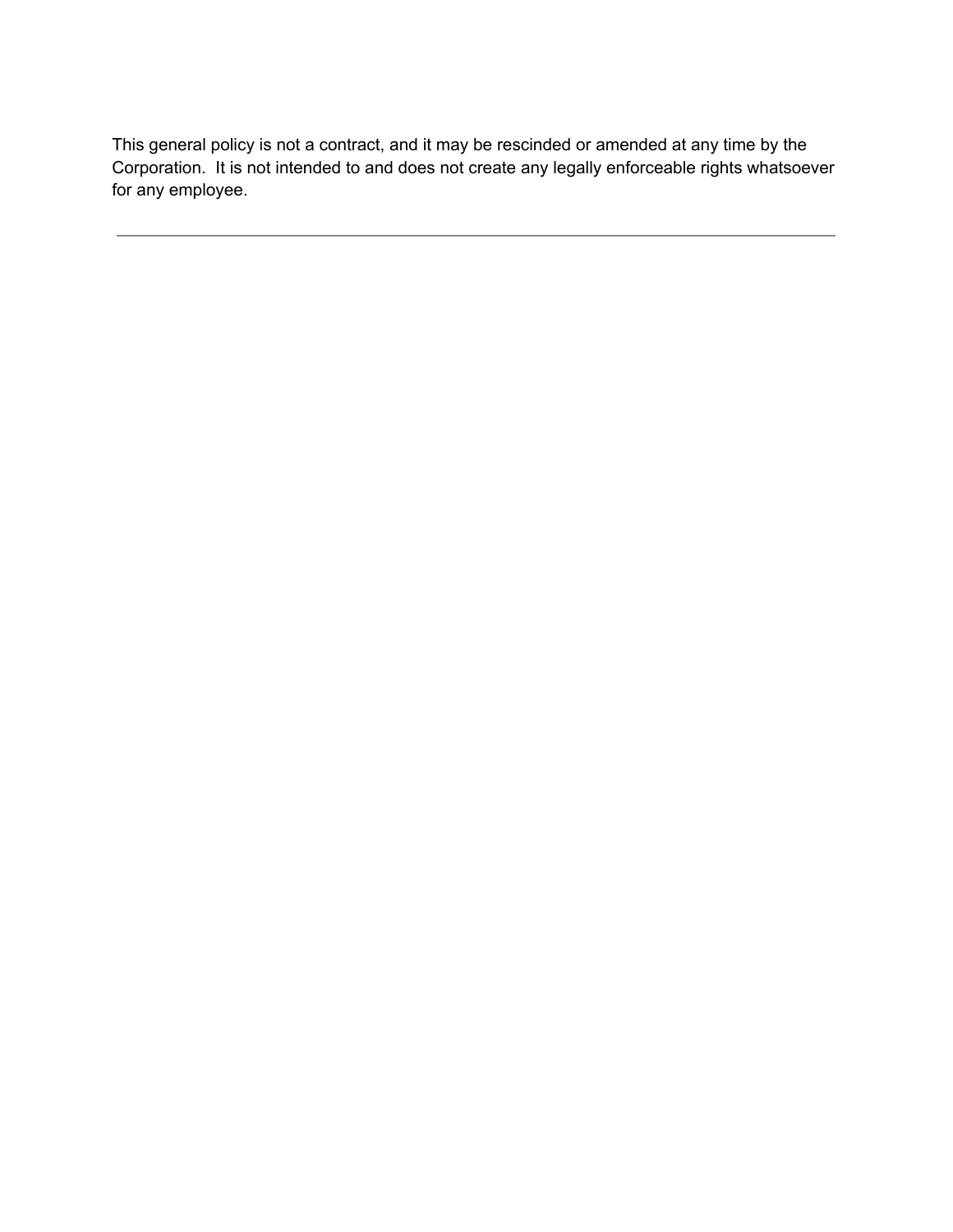This general policy is not a contract, and it may be rescinded or amended at any time by the Corporation. It is not intended to and does not create any legally enforceable rights whatsoever for any employee.

---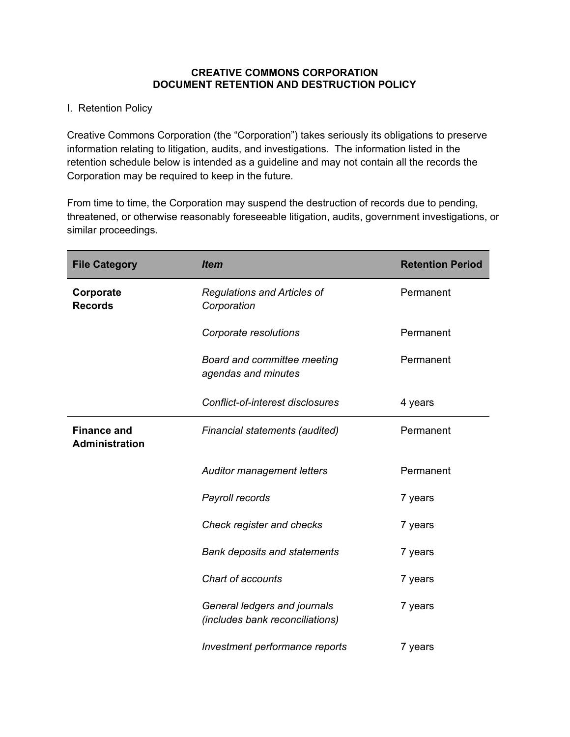**CREATIVE COMMONS CORPORATION**
**DOCUMENT RETENTION AND DESTRUCTION POLICY**

I. Retention Policy

Creative Commons Corporation (the "Corporation") takes seriously its obligations to preserve information relating to litigation, audits, and investigations. The information listed in the retention schedule below is intended as a guideline and may not contain all the records the Corporation may be required to keep in the future.

From time to time, the Corporation may suspend the destruction of records due to pending, threatened, or otherwise reasonably foreseeable litigation, audits, government investigations, or similar proceedings.

| **File Category** | ***Item*** | **Retention Period** |
|---|---|---|
| **Corporate Records** | *Regulations and Articles of Corporation* | Permanent |
| | *Corporate resolutions* | Permanent |
| | *Board and committee meeting agendas and minutes* | Permanent |
| | *Conflict-of-interest disclosures* | 4 years |
| **Finance and Administration** | *Financial statements (audited)* | Permanent |
| | *Auditor management letters* | Permanent |
| | *Payroll records* | 7 years |
| | *Check register and checks* | 7 years |
| | *Bank deposits and statements* | 7 years |
| | *Chart of accounts* | 7 years |
| | *General ledgers and journals (includes bank reconciliations)* | 7 years |
| | *Investment performance reports* | 7 years |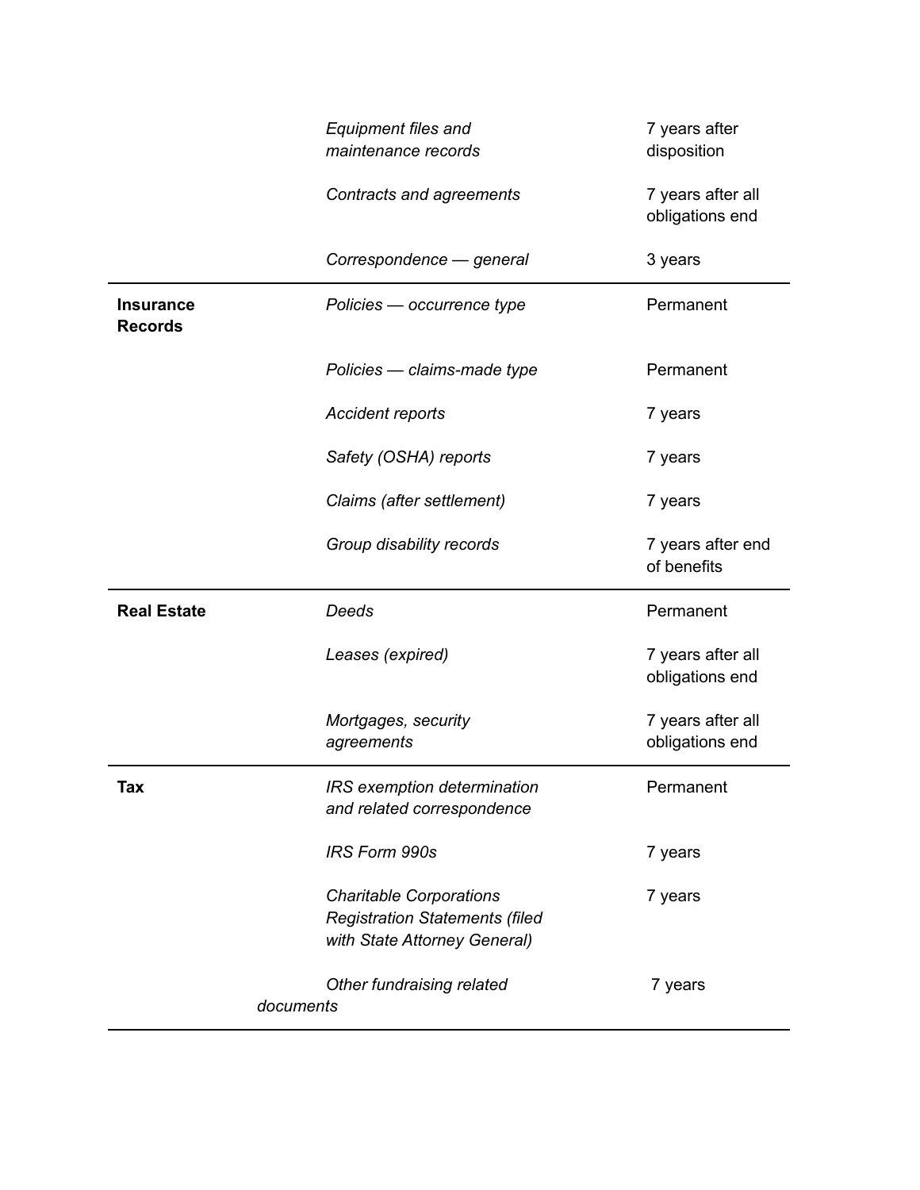| | | |
|---|---|---|
| | *Equipment files and maintenance records* | 7 years after disposition |
| | *Contracts and agreements* | 7 years after all obligations end |
| | *Correspondence — general* | 3 years |
| **Insurance Records** | *Policies — occurrence type* | Permanent |
| | *Policies — claims-made type* | Permanent |
| | *Accident reports* | 7 years |
| | *Safety (OSHA) reports* | 7 years |
| | *Claims (after settlement)* | 7 years |
| | *Group disability records* | 7 years after end of benefits |
| **Real Estate** | *Deeds* | Permanent |
| | *Leases (expired)* | 7 years after all obligations end |
| | *Mortgages, security agreements* | 7 years after all obligations end |
| **Tax** | *IRS exemption determination and related correspondence* | Permanent |
| | *IRS Form 990s* | 7 years |
| | *Charitable Corporations Registration Statements (filed with State Attorney General)* | 7 years |
| | *Other fundraising related documents* | 7 years |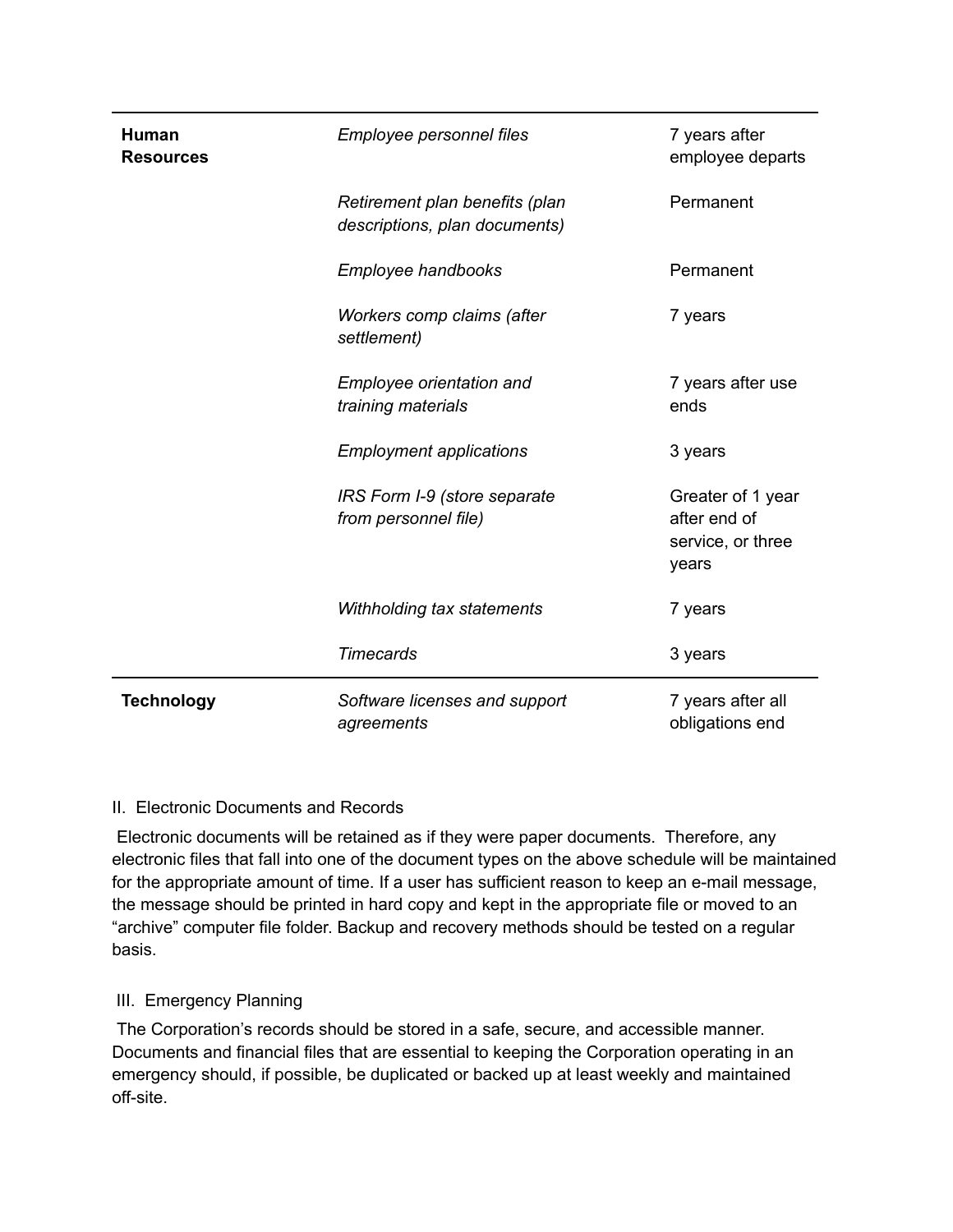| | | |
|---|---|---|
| **Human Resources** | *Employee personnel files* | 7 years after employee departs |
| | *Retirement plan benefits (plan descriptions, plan documents)* | Permanent |
| | *Employee handbooks* | Permanent |
| | *Workers comp claims (after settlement)* | 7 years |
| | *Employee orientation and training materials* | 7 years after use ends |
| | *Employment applications* | 3 years |
| | *IRS Form I-9 (store separate from personnel file)* | Greater of 1 year after end of service, or three years |
| | *Withholding tax statements* | 7 years |
| | *Timecards* | 3 years |
| **Technology** | *Software licenses and support agreements* | 7 years after all obligations end |

II. Electronic Documents and Records

Electronic documents will be retained as if they were paper documents. Therefore, any electronic files that fall into one of the document types on the above schedule will be maintained for the appropriate amount of time. If a user has sufficient reason to keep an e-mail message, the message should be printed in hard copy and kept in the appropriate file or moved to an "archive" computer file folder. Backup and recovery methods should be tested on a regular basis.

III. Emergency Planning

The Corporation's records should be stored in a safe, secure, and accessible manner. Documents and financial files that are essential to keeping the Corporation operating in an emergency should, if possible, be duplicated or backed up at least weekly and maintained off-site.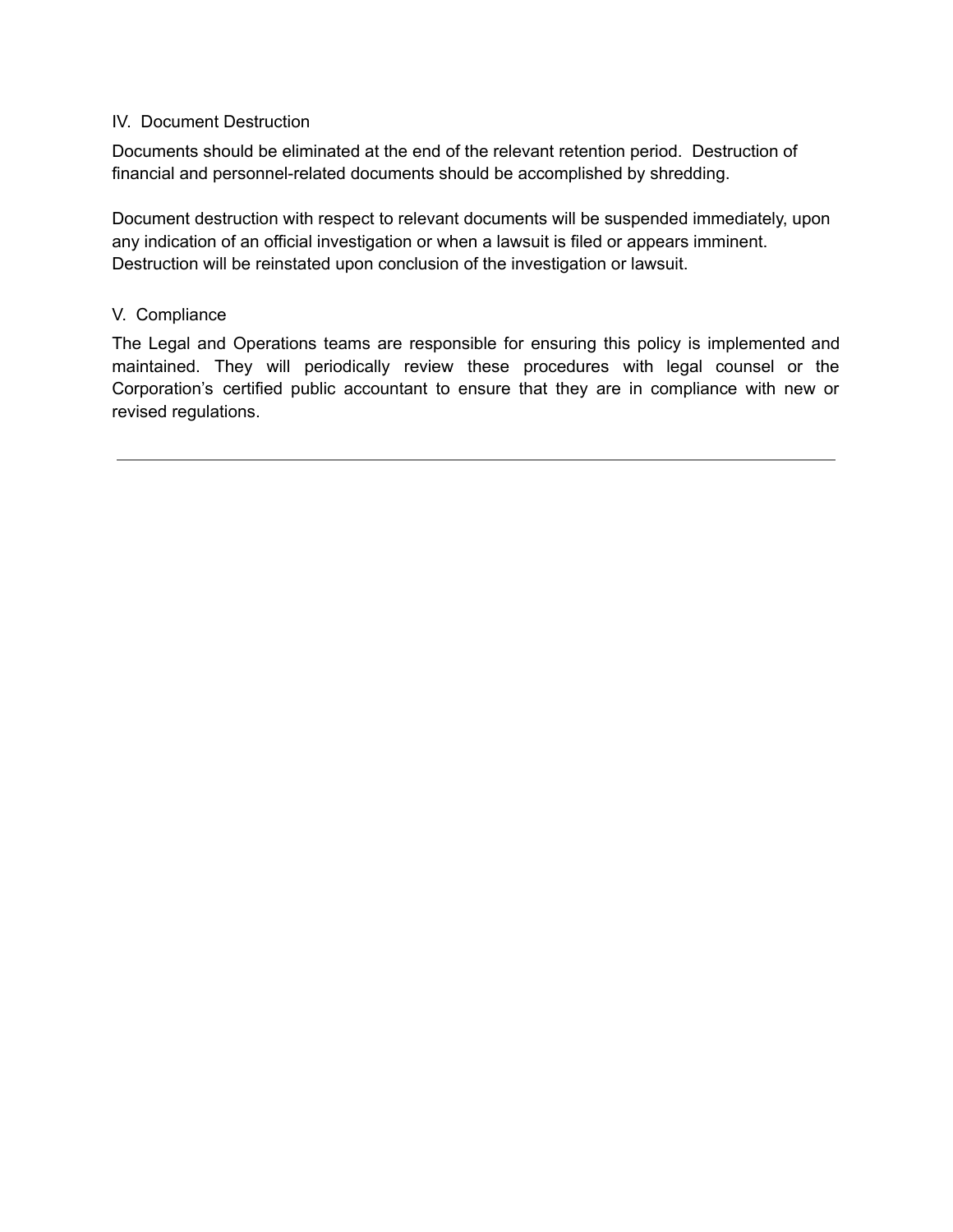## IV. Document Destruction

Documents should be eliminated at the end of the relevant retention period. Destruction of financial and personnel-related documents should be accomplished by shredding.

Document destruction with respect to relevant documents will be suspended immediately, upon any indication of an official investigation or when a lawsuit is filed or appears imminent. Destruction will be reinstated upon conclusion of the investigation or lawsuit.

## V. Compliance

The Legal and Operations teams are responsible for ensuring this policy is implemented and maintained. They will periodically review these procedures with legal counsel or the Corporation's certified public accountant to ensure that they are in compliance with new or revised regulations.

---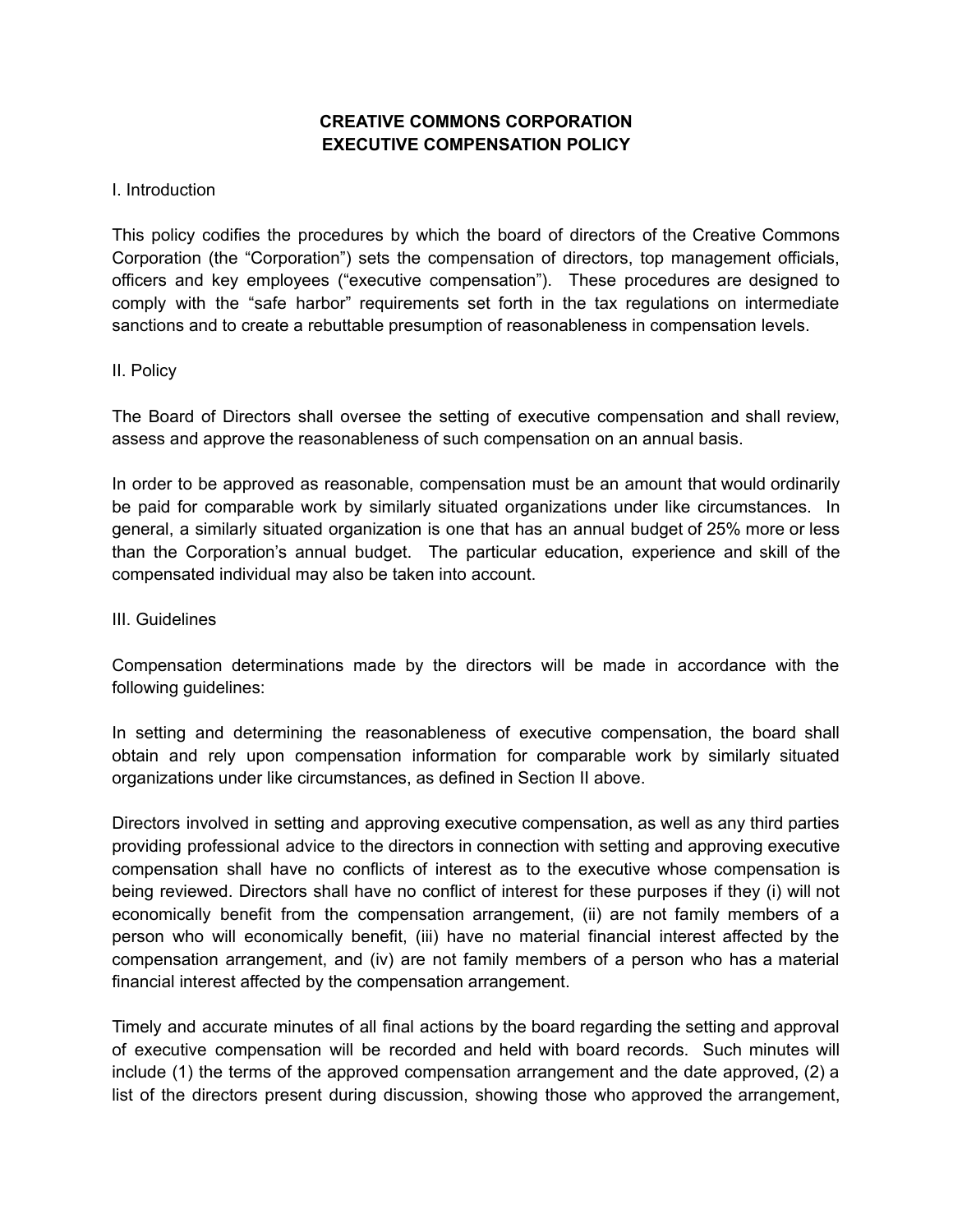**CREATIVE COMMONS CORPORATION**
**EXECUTIVE COMPENSATION POLICY**

I. Introduction

This policy codifies the procedures by which the board of directors of the Creative Commons Corporation (the "Corporation") sets the compensation of directors, top management officials, officers and key employees ("executive compensation"). These procedures are designed to comply with the "safe harbor" requirements set forth in the tax regulations on intermediate sanctions and to create a rebuttable presumption of reasonableness in compensation levels.

II. Policy

The Board of Directors shall oversee the setting of executive compensation and shall review, assess and approve the reasonableness of such compensation on an annual basis.

In order to be approved as reasonable, compensation must be an amount that would ordinarily be paid for comparable work by similarly situated organizations under like circumstances. In general, a similarly situated organization is one that has an annual budget of 25% more or less than the Corporation's annual budget. The particular education, experience and skill of the compensated individual may also be taken into account.

III. Guidelines

Compensation determinations made by the directors will be made in accordance with the following guidelines:

In setting and determining the reasonableness of executive compensation, the board shall obtain and rely upon compensation information for comparable work by similarly situated organizations under like circumstances, as defined in Section II above.

Directors involved in setting and approving executive compensation, as well as any third parties providing professional advice to the directors in connection with setting and approving executive compensation shall have no conflicts of interest as to the executive whose compensation is being reviewed. Directors shall have no conflict of interest for these purposes if they (i) will not economically benefit from the compensation arrangement, (ii) are not family members of a person who will economically benefit, (iii) have no material financial interest affected by the compensation arrangement, and (iv) are not family members of a person who has a material financial interest affected by the compensation arrangement.

Timely and accurate minutes of all final actions by the board regarding the setting and approval of executive compensation will be recorded and held with board records. Such minutes will include (1) the terms of the approved compensation arrangement and the date approved, (2) a list of the directors present during discussion, showing those who approved the arrangement,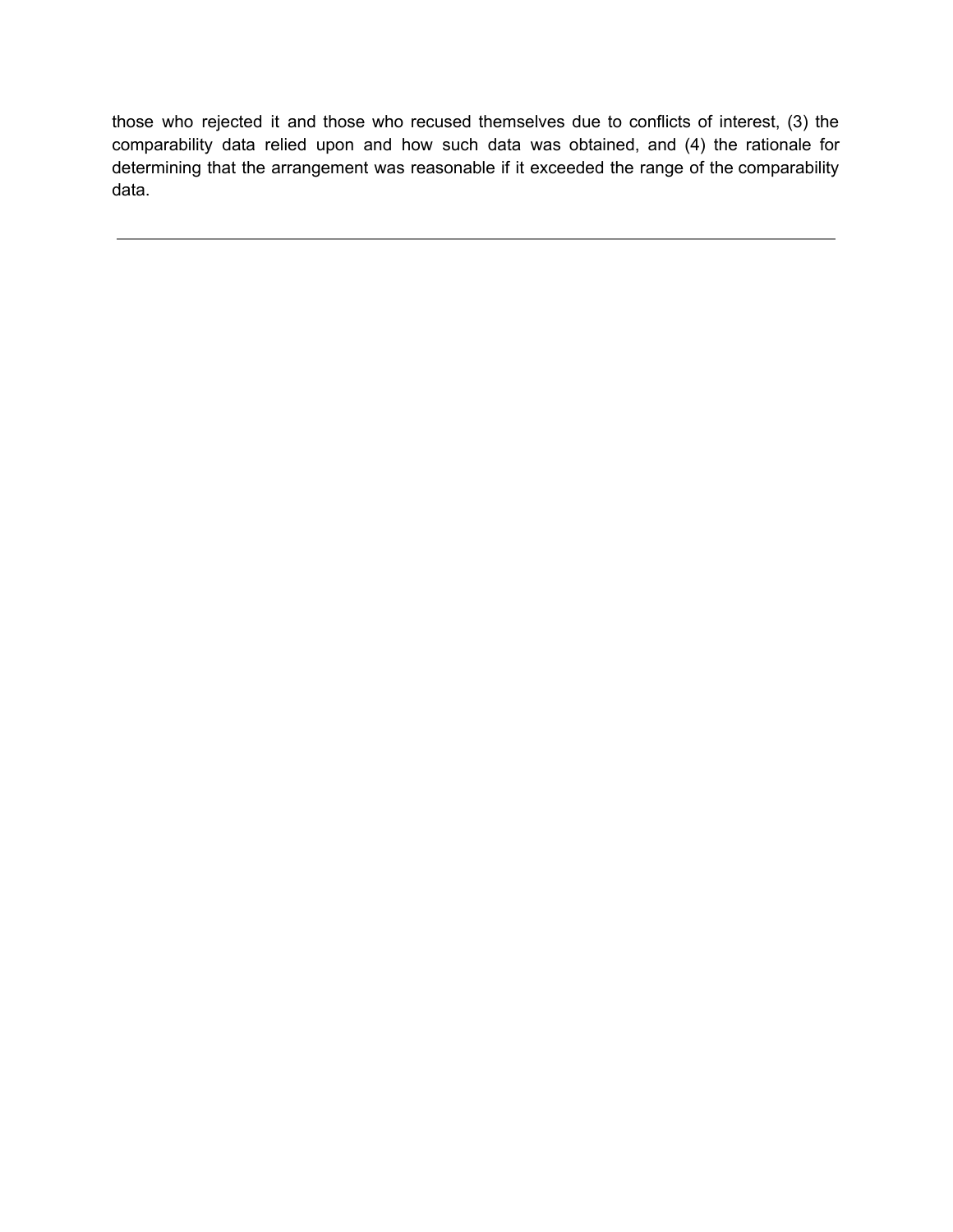those who rejected it and those who recused themselves due to conflicts of interest, (3) the comparability data relied upon and how such data was obtained, and (4) the rationale for determining that the arrangement was reasonable if it exceeded the range of the comparability data.

---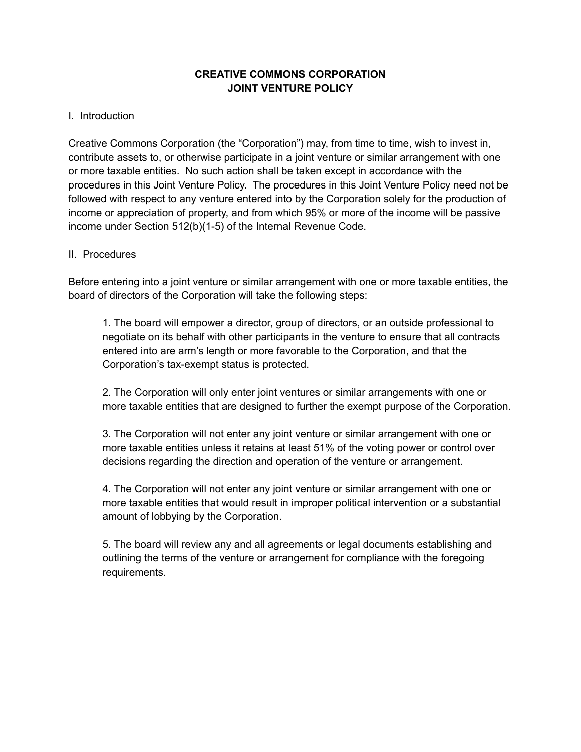# CREATIVE COMMONS CORPORATION
# JOINT VENTURE POLICY

## I. Introduction

Creative Commons Corporation (the "Corporation") may, from time to time, wish to invest in, contribute assets to, or otherwise participate in a joint venture or similar arrangement with one or more taxable entities. No such action shall be taken except in accordance with the procedures in this Joint Venture Policy. The procedures in this Joint Venture Policy need not be followed with respect to any venture entered into by the Corporation solely for the production of income or appreciation of property, and from which 95% or more of the income will be passive income under Section 512(b)(1-5) of the Internal Revenue Code.

## II. Procedures

Before entering into a joint venture or similar arrangement with one or more taxable entities, the board of directors of the Corporation will take the following steps:

1. The board will empower a director, group of directors, or an outside professional to negotiate on its behalf with other participants in the venture to ensure that all contracts entered into are arm's length or more favorable to the Corporation, and that the Corporation's tax-exempt status is protected.

2. The Corporation will only enter joint ventures or similar arrangements with one or more taxable entities that are designed to further the exempt purpose of the Corporation.

3. The Corporation will not enter any joint venture or similar arrangement with one or more taxable entities unless it retains at least 51% of the voting power or control over decisions regarding the direction and operation of the venture or arrangement.

4. The Corporation will not enter any joint venture or similar arrangement with one or more taxable entities that would result in improper political intervention or a substantial amount of lobbying by the Corporation.

5. The board will review any and all agreements or legal documents establishing and outlining the terms of the venture or arrangement for compliance with the foregoing requirements.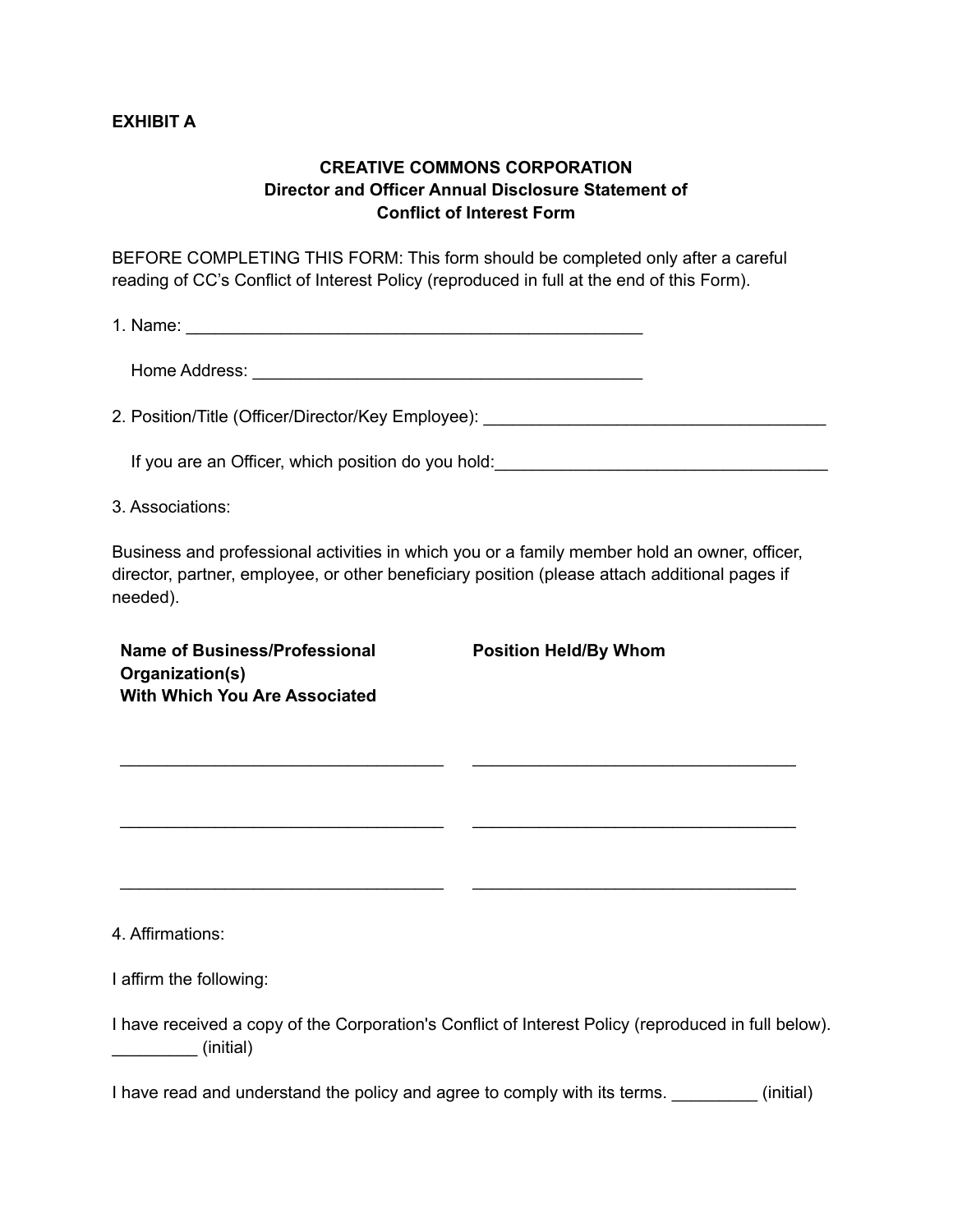**EXHIBIT A**

**CREATIVE COMMONS CORPORATION**
**Director and Officer Annual Disclosure Statement of**
**Conflict of Interest Form**

BEFORE COMPLETING THIS FORM: This form should be completed only after a careful reading of CC's Conflict of Interest Policy (reproduced in full at the end of this Form).

1. Name: ___________________________________________________

   Home Address: _________________________________________

2. Position/Title (Officer/Director/Key Employee): ____________________________________

   If you are an Officer, which position do you hold:___________________________________

3. Associations:

Business and professional activities in which you or a family member hold an owner, officer, director, partner, employee, or other beneficiary position (please attach additional pages if needed).

| **Name of Business/Professional Organization(s) With Which You Are Associated** | **Position Held/By Whom** |
| --- | --- |
| ___________________________________ | ___________________________________ |
| ___________________________________ | ___________________________________ |
| ___________________________________ | ___________________________________ |

4. Affirmations:

I affirm the following:

I have received a copy of the Corporation's Conflict of Interest Policy (reproduced in full below). _________ (initial)

I have read and understand the policy and agree to comply with its terms. _________ (initial)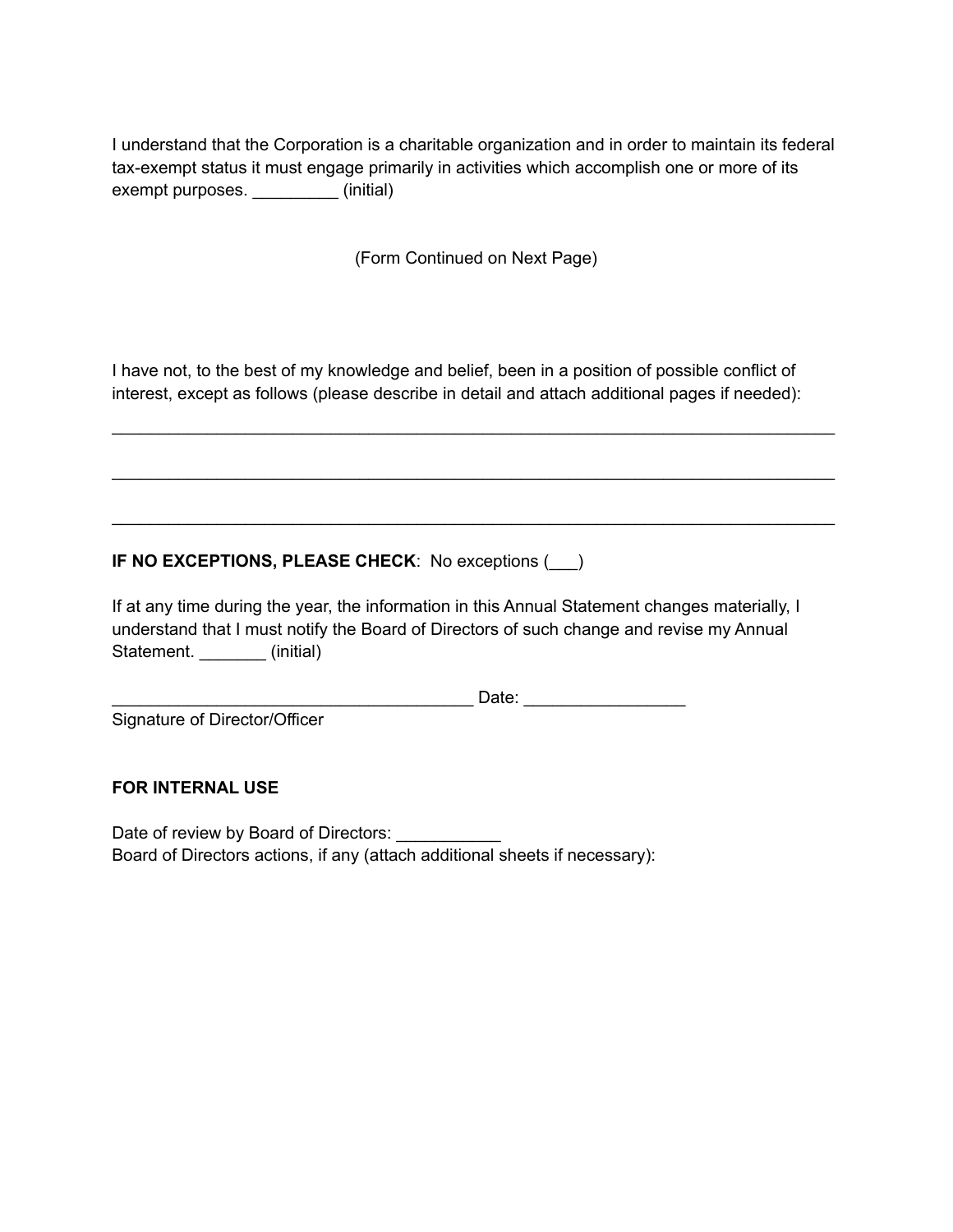I understand that the Corporation is a charitable organization and in order to maintain its federal tax-exempt status it must engage primarily in activities which accomplish one or more of its exempt purposes. _________ (initial)

(Form Continued on Next Page)

I have not, to the best of my knowledge and belief, been in a position of possible conflict of interest, except as follows (please describe in detail and attach additional pages if needed):

_______________________________________________________________________________

_______________________________________________________________________________

_______________________________________________________________________________

**IF NO EXCEPTIONS, PLEASE CHECK**: No exceptions (___)

If at any time during the year, the information in this Annual Statement changes materially, I understand that I must notify the Board of Directors of such change and revise my Annual Statement. _______ (initial)

_______________________________________ Date: _________________
Signature of Director/Officer

**FOR INTERNAL USE**

Date of review by Board of Directors: ___________
Board of Directors actions, if any (attach additional sheets if necessary):